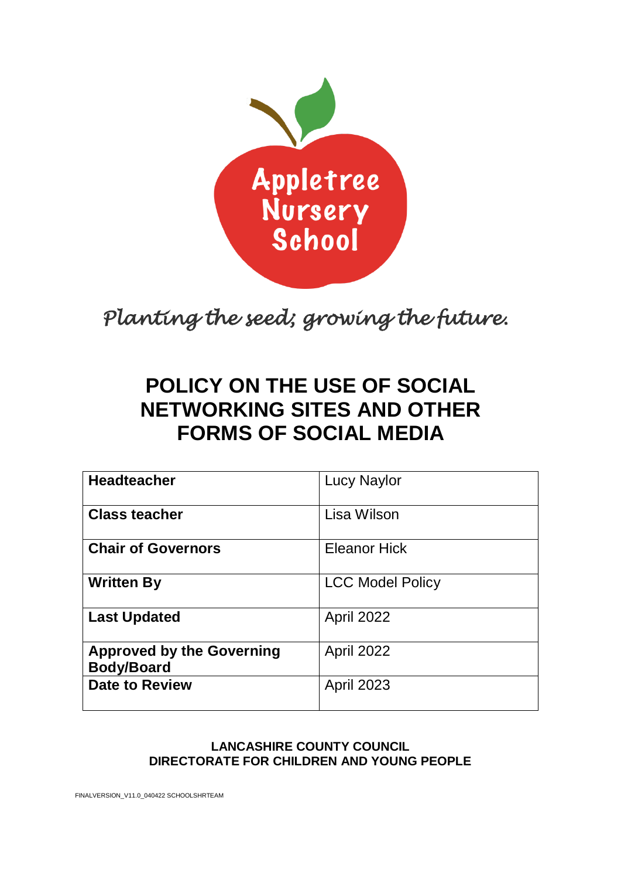Appletree Nursery School

*Planting the seed; growing the future.*

# POLICY ON THE USE OF SOCIAL NETWORKING SITES AND OTHER FORMS OF SOCIAL MEDIA

| | |
|---|---|
| **Headteacher** | Lucy Naylor |
| **Class teacher** | Lisa Wilson |
| **Chair of Governors** | Eleanor Hick |
| **Written By** | LCC Model Policy |
| **Last Updated** | April 2022 |
| **Approved by the Governing Body/Board** | April 2022 |
| **Date to Review** | April 2023 |

**LANCASHIRE COUNTY COUNCIL**
**DIRECTORATE FOR CHILDREN AND YOUNG PEOPLE**

FINALVERSION_V11.0_040422 SCHOOLSHRTEAM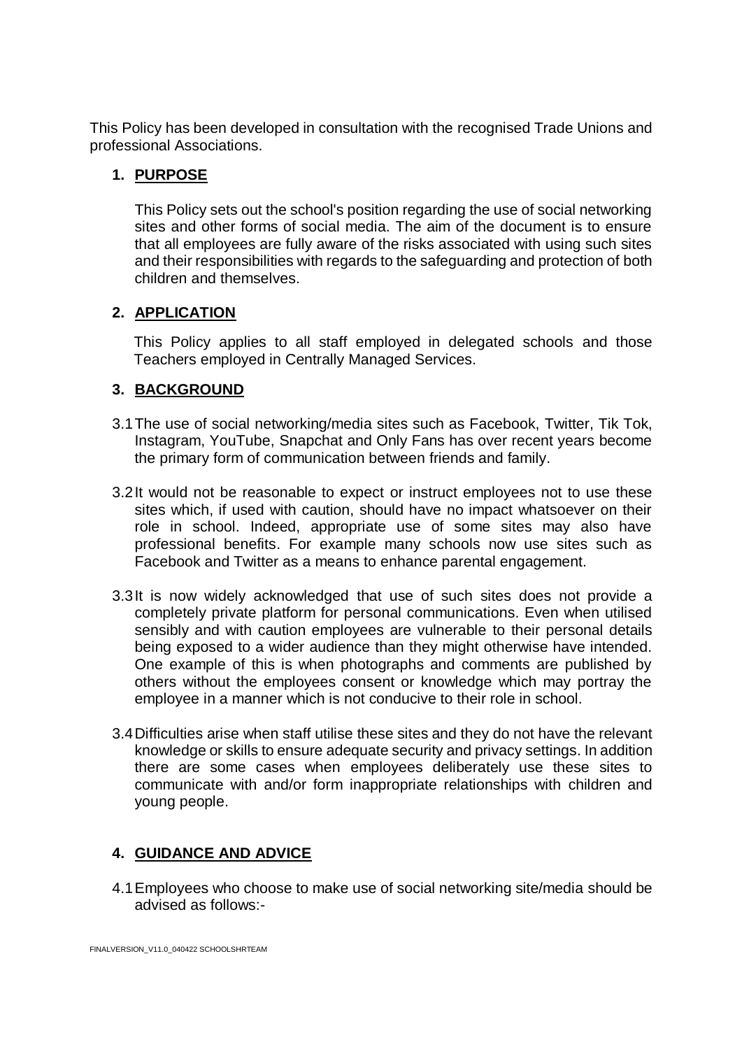This Policy has been developed in consultation with the recognised Trade Unions and professional Associations.

## 1. PURPOSE

This Policy sets out the school's position regarding the use of social networking sites and other forms of social media. The aim of the document is to ensure that all employees are fully aware of the risks associated with using such sites and their responsibilities with regards to the safeguarding and protection of both children and themselves.

## 2. APPLICATION

This Policy applies to all staff employed in delegated schools and those Teachers employed in Centrally Managed Services.

## 3. BACKGROUND

3.1 The use of social networking/media sites such as Facebook, Twitter, Tik Tok, Instagram, YouTube, Snapchat and Only Fans has over recent years become the primary form of communication between friends and family.

3.2 It would not be reasonable to expect or instruct employees not to use these sites which, if used with caution, should have no impact whatsoever on their role in school. Indeed, appropriate use of some sites may also have professional benefits. For example many schools now use sites such as Facebook and Twitter as a means to enhance parental engagement.

3.3 It is now widely acknowledged that use of such sites does not provide a completely private platform for personal communications. Even when utilised sensibly and with caution employees are vulnerable to their personal details being exposed to a wider audience than they might otherwise have intended. One example of this is when photographs and comments are published by others without the employees consent or knowledge which may portray the employee in a manner which is not conducive to their role in school.

3.4 Difficulties arise when staff utilise these sites and they do not have the relevant knowledge or skills to ensure adequate security and privacy settings. In addition there are some cases when employees deliberately use these sites to communicate with and/or form inappropriate relationships with children and young people.

## 4. GUIDANCE AND ADVICE

4.1 Employees who choose to make use of social networking site/media should be advised as follows:-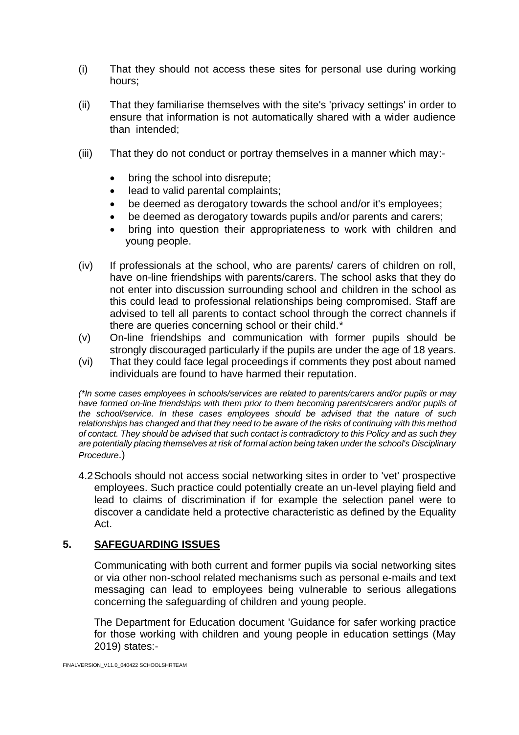(i) That they should not access these sites for personal use during working hours;

(ii) That they familiarise themselves with the site's 'privacy settings' in order to ensure that information is not automatically shared with a wider audience than intended;

(iii) That they do not conduct or portray themselves in a manner which may:-

- bring the school into disrepute;
- lead to valid parental complaints;
- be deemed as derogatory towards the school and/or it's employees;
- be deemed as derogatory towards pupils and/or parents and carers;
- bring into question their appropriateness to work with children and young people.

(iv) If professionals at the school, who are parents/ carers of children on roll, have on-line friendships with parents/carers. The school asks that they do not enter into discussion surrounding school and children in the school as this could lead to professional relationships being compromised. Staff are advised to tell all parents to contact school through the correct channels if there are queries concerning school or their child.*

(v) On-line friendships and communication with former pupils should be strongly discouraged particularly if the pupils are under the age of 18 years.

(vi) That they could face legal proceedings if comments they post about named individuals are found to have harmed their reputation.

*(*In some cases employees in schools/services are related to parents/carers and/or pupils or may have formed on-line friendships with them prior to them becoming parents/carers and/or pupils of the school/service. In these cases employees should be advised that the nature of such relationships has changed and that they need to be aware of the risks of continuing with this method of contact. They should be advised that such contact is contradictory to this Policy and as such they are potentially placing themselves at risk of formal action being taken under the school's Disciplinary Procedure.)*

4.2 Schools should not access social networking sites in order to 'vet' prospective employees. Such practice could potentially create an un-level playing field and lead to claims of discrimination if for example the selection panel were to discover a candidate held a protective characteristic as defined by the Equality Act.

## 5. SAFEGUARDING ISSUES

Communicating with both current and former pupils via social networking sites or via other non-school related mechanisms such as personal e-mails and text messaging can lead to employees being vulnerable to serious allegations concerning the safeguarding of children and young people.

The Department for Education document 'Guidance for safer working practice for those working with children and young people in education settings (May 2019) states:-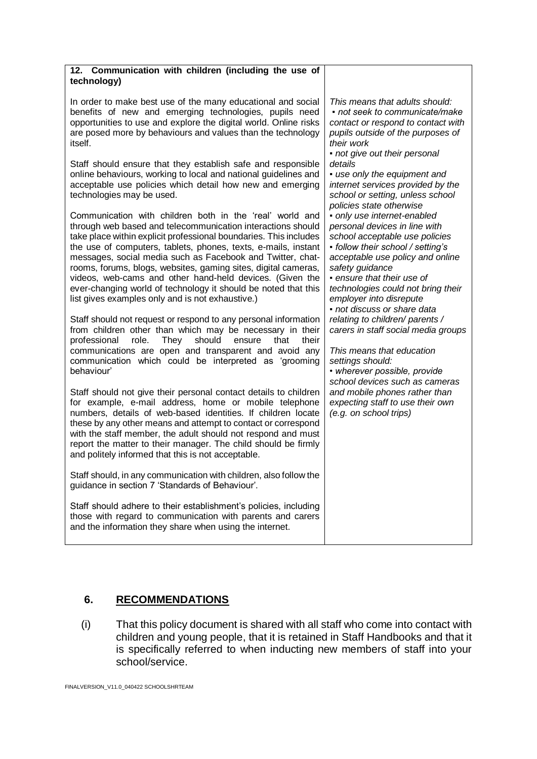| 12. Communication with children (including the use of technology) | |
|---|---|
| In order to make best use of the many educational and social benefits of new and emerging technologies, pupils need opportunities to use and explore the digital world. Online risks are posed more by behaviours and values than the technology itself.<br><br>Staff should ensure that they establish safe and responsible online behaviours, working to local and national guidelines and acceptable use policies which detail how new and emerging technologies may be used.<br><br>Communication with children both in the 'real' world and through web based and telecommunication interactions should take place within explicit professional boundaries. This includes the use of computers, tablets, phones, texts, e-mails, instant messages, social media such as Facebook and Twitter, chat-rooms, forums, blogs, websites, gaming sites, digital cameras, videos, web-cams and other hand-held devices. (Given the ever-changing world of technology it should be noted that this list gives examples only and is not exhaustive.)<br><br>Staff should not request or respond to any personal information from children other than which may be necessary in their professional role. They should ensure that their communications are open and transparent and avoid any communication which could be interpreted as 'grooming behaviour'<br><br>Staff should not give their personal contact details to children for example, e-mail address, home or mobile telephone numbers, details of web-based identities. If children locate these by any other means and attempt to contact or correspond with the staff member, the adult should not respond and must report the matter to their manager. The child should be firmly and politely informed that this is not acceptable.<br><br>Staff should, in any communication with children, also follow the guidance in section 7 'Standards of Behaviour'.<br><br>Staff should adhere to their establishment's policies, including those with regard to communication with parents and carers and the information they share when using the internet. | *This means that adults should:*<br>*▪ not seek to communicate/make contact or respond to contact with pupils outside of the purposes of their work*<br>*▪ not give out their personal details*<br>*▪ use only the equipment and internet services provided by the school or setting, unless school policies state otherwise*<br>*▪ only use internet-enabled personal devices in line with school acceptable use policies*<br>*▪ follow their school / setting's acceptable use policy and online safety guidance*<br>*▪ ensure that their use of technologies could not bring their employer into disrepute*<br>*▪ not discuss or share data relating to children/ parents / carers in staff social media groups*<br><br>*This means that education settings should:*<br>*• wherever possible, provide school devices such as cameras and mobile phones rather than expecting staff to use their own (e.g. on school trips)* |

## 6. RECOMMENDATIONS

(i) That this policy document is shared with all staff who come into contact with children and young people, that it is retained in Staff Handbooks and that it is specifically referred to when inducting new members of staff into your school/service.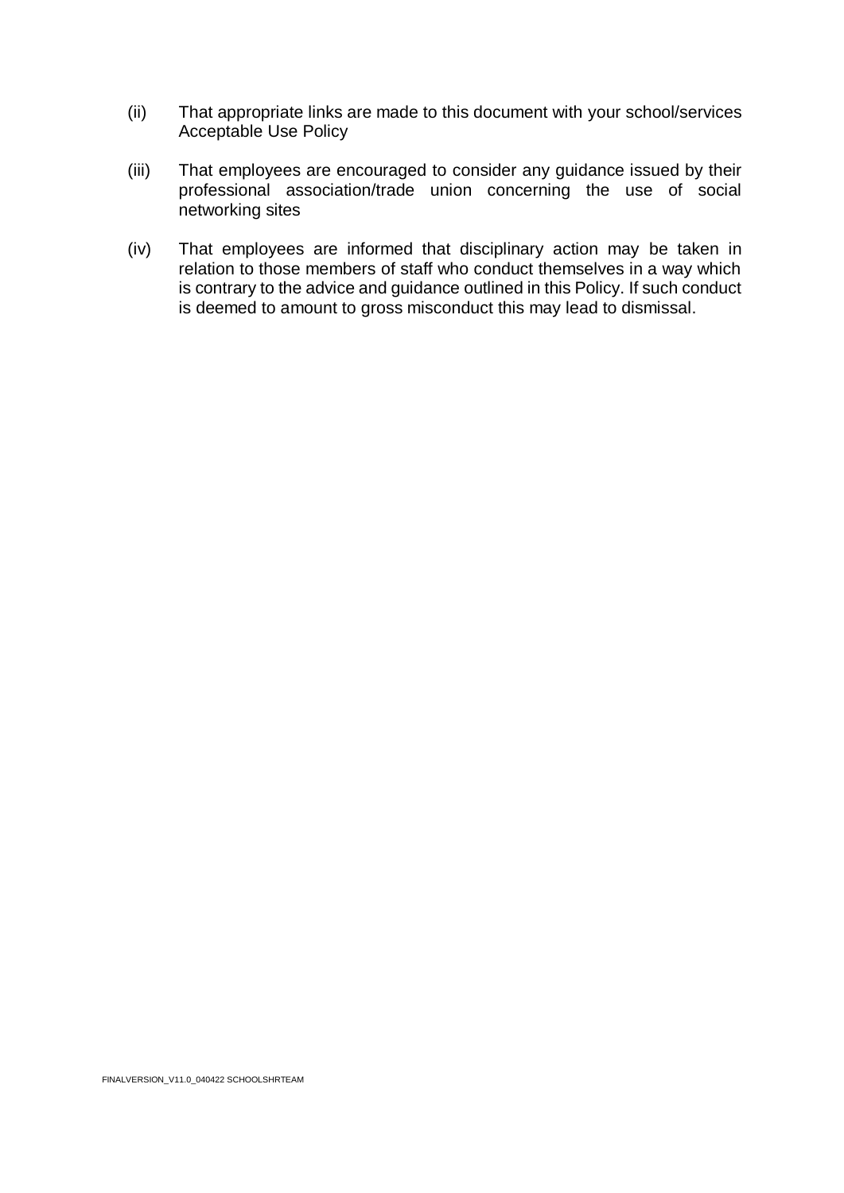(ii) That appropriate links are made to this document with your school/services Acceptable Use Policy

(iii) That employees are encouraged to consider any guidance issued by their professional association/trade union concerning the use of social networking sites

(iv) That employees are informed that disciplinary action may be taken in relation to those members of staff who conduct themselves in a way which is contrary to the advice and guidance outlined in this Policy. If such conduct is deemed to amount to gross misconduct this may lead to dismissal.